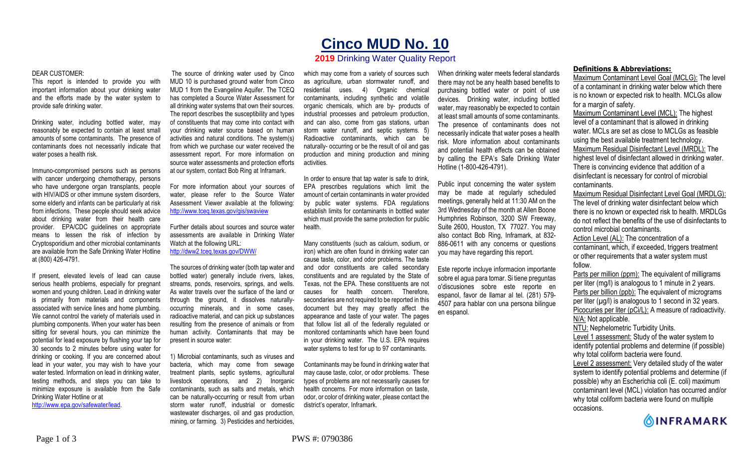# Cinco MUD No. 10

## 2019 Drinking Water Quality Report

DEAR CUSTOMER:

This report is intended to provide you with important information about your drinking water and the efforts made by the water system to provide safe drinking water.

Drinking water, including bottled water, may reasonably be expected to contain at least small amounts of some contaminants. The presence of contaminants does not necessarily indicate that water poses a health risk.

Immuno-compromised persons such as persons with cancer undergoing chemotherapy, people who have undergone organ transplants, people with HIV/AIDS or other immune system disorders, some elderly and infants can be particularly at risk from infections. These people should seek advice about drinking water from their health care provider. EPA/CDC guidelines on appropriate means to lessen the risk of infection by Cryptosporidium and other microbial contaminants are available from the Safe Drinking Water Hotline at (800) 426-4791.

If present, elevated levels of lead can cause serious health problems, especially for pregnant women and young children. Lead in drinking water is primarily from materials and components associated with service lines and home plumbing. We cannot control the variety of materials used in plumbing components. When your water has been sitting for several hours, you can minimize the potential for lead exposure by flushing your tap for 30 seconds to 2 minutes before using water for drinking or cooking. If you are concerned about lead in your water, you may wish to have your water tested. Information on lead in drinking water, testing methods, and steps you can take to minimize exposure is available from the Safe Drinking Water Hotline or at http://www.epa.gov/safewater/lead.

The source of drinking water used by Cinco MUD 10 is purchased ground water from Cinco MUD 1 from the Evangeline Aquifer. The TCEQ has completed a Source Water Assessment for all drinking water systems that own their sources. The report describes the susceptibility and types of constituents that may come into contact with your drinking water source based on human activities and natural conditions. The system(s) from which we purchase our water received the assessment report. For more information on source water assessments and protection efforts at our system, contact Bob Ring at Inframark.

For more information about your sources of water, please refer to the Source Water Assessment Viewer available at the following: http://www.tceq.texas.gov/gis/swaview

Further details about sources and source water assessments are available in Drinking Water Watch at the following URL: http://dww2.tceq.texas.gov/DWW/

The sources of drinking water (both tap water and bottled water) generally include rivers, lakes, streams, ponds, reservoirs, springs, and wells. As water travels over the surface of the land or through the ground, it dissolves naturally-occurring minerals, and in some cases, radioactive material, and can pick up substances resulting from the presence of animals or from human activity. Contaminants that may be present in source water:

1) Microbial contaminants, such as viruses and bacteria, which may come from sewage treatment plants, septic systems, agricultural livestock operations, and 2) Inorganic contaminants, such as salts and metals, which can be naturally-occurring or result from urban storm water runoff, industrial or domestic wastewater discharges, oil and gas production, mining, or farming. 3) Pesticides and herbicides, which may come from a variety of sources such as agriculture, urban stormwater runoff, and residential uses. 4) Organic chemical contaminants, including synthetic and volatile organic chemicals, which are by- products of industrial processes and petroleum production, and can also, come from gas stations, urban storm water runoff, and septic systems. 5) Radioactive contaminants, which can be naturally- occurring or be the result of oil and gas production and mining production and mining activities.

In order to ensure that tap water is safe to drink, EPA prescribes regulations which limit the amount of certain contaminants in water provided by public water systems. FDA regulations establish limits for contaminants in bottled water which must provide the same protection for public health.

Many constituents (such as calcium, sodium, or iron) which are often found in drinking water can cause taste, color, and odor problems. The taste and odor constituents are called secondary constituents and are regulated by the State of Texas, not the EPA. These constituents are not causes for health concern. Therefore, secondaries are not required to be reported in this document but they may greatly affect the appearance and taste of your water. The pages that follow list all of the federally regulated or monitored contaminants which have been found in your drinking water. The U.S. EPA requires water systems to test for up to 97 contaminants.

Contaminants may be found in drinking water that may cause taste, color, or odor problems. These types of problems are not necessarily causes for health concerns. For more information on taste, odor, or color of drinking water, please contact the district's operator, Inframark.

When drinking water meets federal standards there may not be any health based benefits to purchasing bottled water or point of use devices. Drinking water, including bottled water, may reasonably be expected to contain at least small amounts of some contaminants. The presence of contaminants does not necessarily indicate that water poses a health risk. More information about contaminants and potential health effects can be obtained by calling the EPA's Safe Drinking Water Hotline (1-800-426-4791).

Public input concerning the water system may be made at regularly scheduled meetings, generally held at 11:30 AM on the 3rd Wednesday of the month at Allen Boone Humphries Robinson, 3200 SW Freeway, Suite 2600, Houston, TX 77027. You may also contact Bob Ring, Inframark, at 832-886-0611 with any concerns or questions you may have regarding this report.

Este reporte incluye informacion importante sobre el agua para tomar. Si tiene preguntas o'discusiones sobre este reporte en espanol, favor de llamar al tel. (281) 579-4507 para hablar con una persona bilingue en espanol.

### Definitions & Abbreviations:

Maximum Contaminant Level Goal (MCLG): The level of a contaminant in drinking water below which there is no known or expected risk to health. MCLGs allow for a margin of safety.

Maximum Contaminant Level (MCL): The highest level of a contaminant that is allowed in drinking water. MCLs are set as close to MCLGs as feasible using the best available treatment technology.

Maximum Residual Disinfectant Level (MRDL): The highest level of disinfectant allowed in drinking water. There is convincing evidence that addition of a disinfectant is necessary for control of microbial contaminants.

Maximum Residual Disinfectant Level Goal (MRDLG): The level of drinking water disinfectant below which there is no known or expected risk to health. MRDLGs do not reflect the benefits of the use of disinfectants to control microbial contaminants.

Action Level (AL): The concentration of a contaminant, which, if exceeded, triggers treatment or other requirements that a water system must follow.

Parts per million (ppm): The equivalent of milligrams per liter (mg/l) is analogous to 1 minute in 2 years.

Parts per billion (ppb): The equivalent of micrograms per liter (µg/l) is analogous to 1 second in 32 years.

Picocuries per liter (pCi/L): A measure of radioactivity.

N/A: Not applicable.

NTU: Nephelometric Turbidity Units.

Level 1 assessment: Study of the water system to identify potential problems and determine (if possible) why total coliform bacteria were found.

Level 2 assessment: Very detailed study of the water system to identify potential problems and determine (if possible) why an Escherichia coli (E. coli) maximum contaminant level (MCL) violation has occurred and/or why total coliform bacteria were found on multiple occasions.

PWS #: 0790386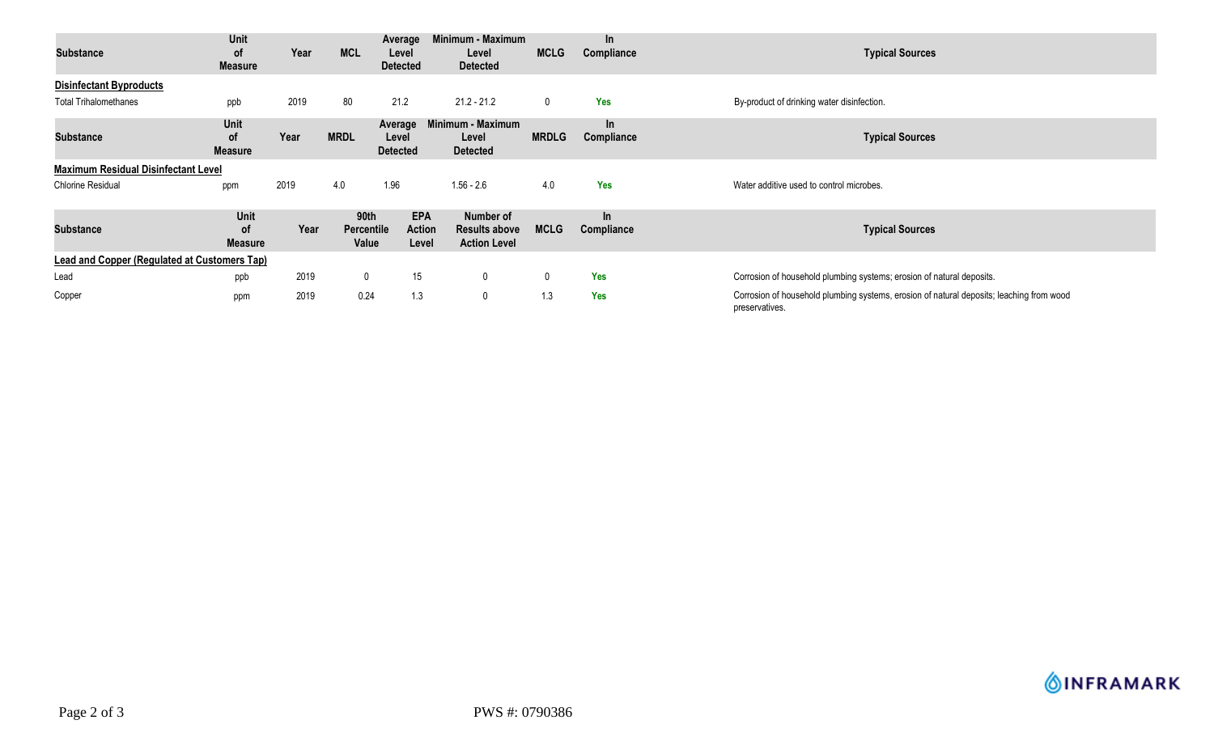| Substance | Unit of Measure | Year | MCL | Average Level Detected | Minimum - Maximum Level Detected | MCLG | In Compliance | Typical Sources |
|---|---|---|---|---|---|---|---|---|
| **Disinfectant Byproducts** | | | | | | | | |
| Total Trihalomethanes | ppb | 2019 | 80 | 21.2 | 21.2 - 21.2 | 0 | Yes | By-product of drinking water disinfection. |

| Substance | Unit of Measure | Year | MRDL | Average Level Detected | Minimum - Maximum Level Detected | MRDLG | In Compliance | Typical Sources |
|---|---|---|---|---|---|---|---|---|
| **Maximum Residual Disinfectant Level** | | | | | | | | |
| Chlorine Residual | ppm | 2019 | 4.0 | 1.96 | 1.56 - 2.6 | 4.0 | Yes | Water additive used to control microbes. |

| Substance | Unit of Measure | Year | 90th Percentile Value | EPA Action Level | Number of Results above Action Level | MCLG | In Compliance | Typical Sources |
|---|---|---|---|---|---|---|---|---|
| **Lead and Copper (Regulated at Customers Tap)** | | | | | | | | |
| Lead | ppb | 2019 | 0 | 15 | 0 | 0 | Yes | Corrosion of household plumbing systems; erosion of natural deposits. |
| Copper | ppm | 2019 | 0.24 | 1.3 | 0 | 1.3 | Yes | Corrosion of household plumbing systems, erosion of natural deposits; leaching from wood preservatives. |

INFRAMARK

PWS #: 0790386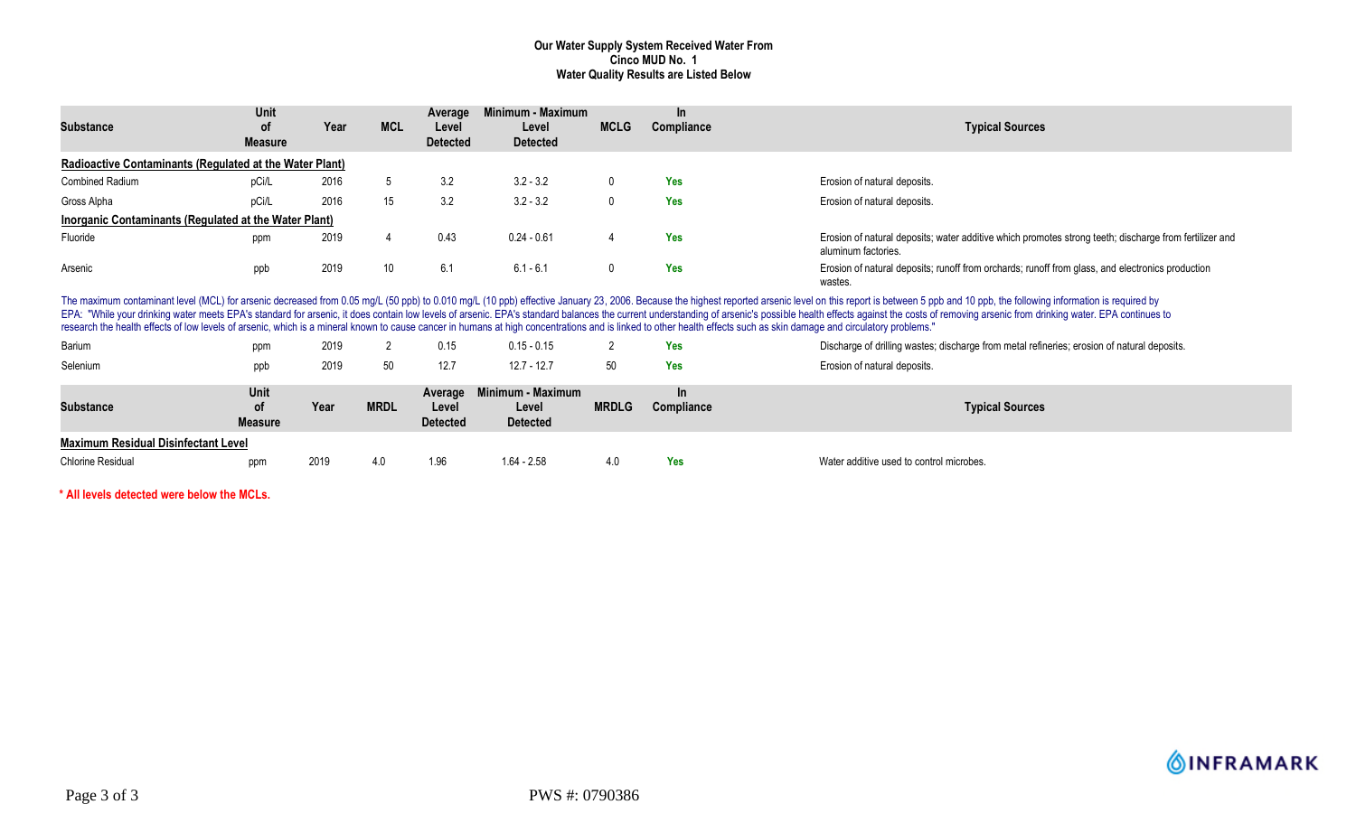**Our Water Supply System Received Water From**
**Cinco MUD No. 1**
**Water Quality Results are Listed Below**

| Substance | Unit of Measure | Year | MCL | Average Level Detected | Minimum - Maximum Level Detected | MCLG | In Compliance | Typical Sources |
|---|---|---|---|---|---|---|---|---|
| **Radioactive Contaminants (Regulated at the Water Plant)** | | | | | | | | |
| Combined Radium | pCi/L | 2016 | 5 | 3.2 | 3.2 - 3.2 | 0 | Yes | Erosion of natural deposits. |
| Gross Alpha | pCi/L | 2016 | 15 | 3.2 | 3.2 - 3.2 | 0 | Yes | Erosion of natural deposits. |
| **Inorganic Contaminants (Regulated at the Water Plant)** | | | | | | | | |
| Fluoride | ppm | 2019 | 4 | 0.43 | 0.24 - 0.61 | 4 | Yes | Erosion of natural deposits; water additive which promotes strong teeth; discharge from fertilizer and aluminum factories. |
| Arsenic | ppb | 2019 | 10 | 6.1 | 6.1 - 6.1 | 0 | Yes | Erosion of natural deposits; runoff from orchards; runoff from glass, and electronics production wastes. |
| Barium | ppm | 2019 | 2 | 0.15 | 0.15 - 0.15 | 2 | Yes | Discharge of drilling wastes; discharge from metal refineries; erosion of natural deposits. |
| Selenium | ppb | 2019 | 50 | 12.7 | 12.7 - 12.7 | 50 | Yes | Erosion of natural deposits. |

The maximum contaminant level (MCL) for arsenic decreased from 0.05 mg/L (50 ppb) to 0.010 mg/L (10 ppb) effective January 23, 2006. Because the highest reported arsenic level on this report is between 5 ppb and 10 ppb, the following information is required by EPA: "While your drinking water meets EPA's standard for arsenic, it does contain low levels of arsenic. EPA's standard balances the current understanding of arsenic's possible health effects against the costs of removing arsenic from drinking water. EPA continues to research the health effects of low levels of arsenic, which is a mineral known to cause cancer in humans at high concentrations and is linked to other health effects such as skin damage and circulatory problems."

| Substance | Unit of Measure | Year | MRDL | Average Level Detected | Minimum - Maximum Level Detected | MRDLG | In Compliance | Typical Sources |
|---|---|---|---|---|---|---|---|---|
| **Maximum Residual Disinfectant Level** | | | | | | | | |
| Chlorine Residual | ppm | 2019 | 4.0 | 1.96 | 1.64 - 2.58 | 4.0 | Yes | Water additive used to control microbes. |

**\* All levels detected were below the MCLs.**

INFRAMARK

PWS #: 0790386